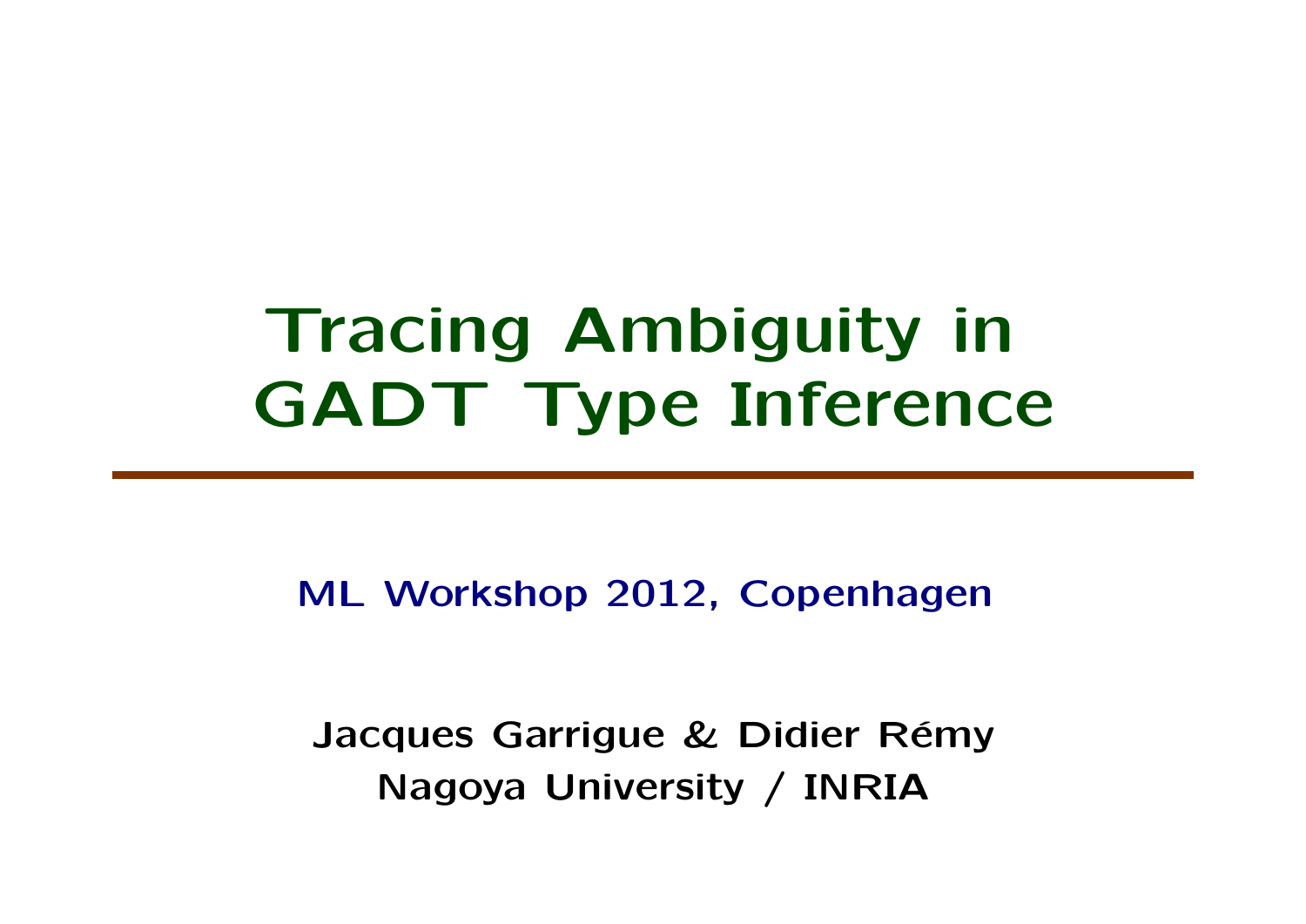# Tracing Ambiguity in GADT Type Inference

ML Workshop 2012, Copenhagen

**Jacques Garrigue & Didier Rémy**
**Nagoya University / INRIA**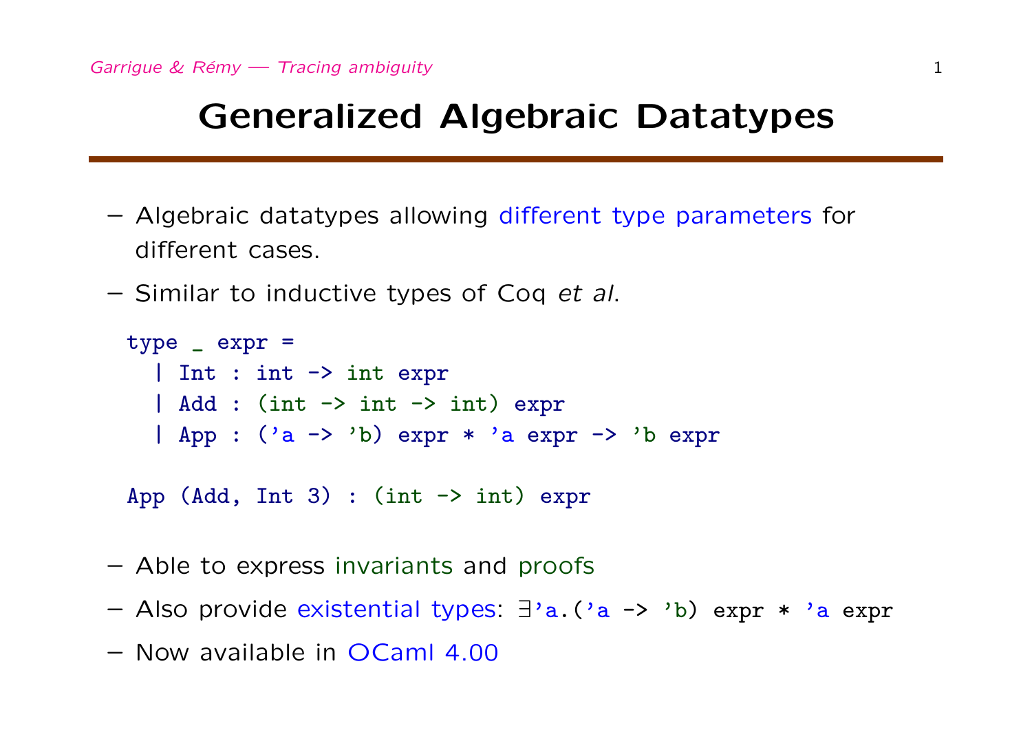# Generalized Algebraic Datatypes

- Algebraic datatypes allowing different type parameters for different cases.
- Similar to inductive types of Coq *et al*.

```
type _ expr =
  | Int : int -> int expr
  | Add : (int -> int -> int) expr
  | App : ('a -> 'b) expr * 'a expr -> 'b expr

App (Add, Int 3) : (int -> int) expr
```

- Able to express invariants and proofs
- Also provide existential types: `∃'a.('a -> 'b) expr * 'a expr`
- Now available in OCaml 4.00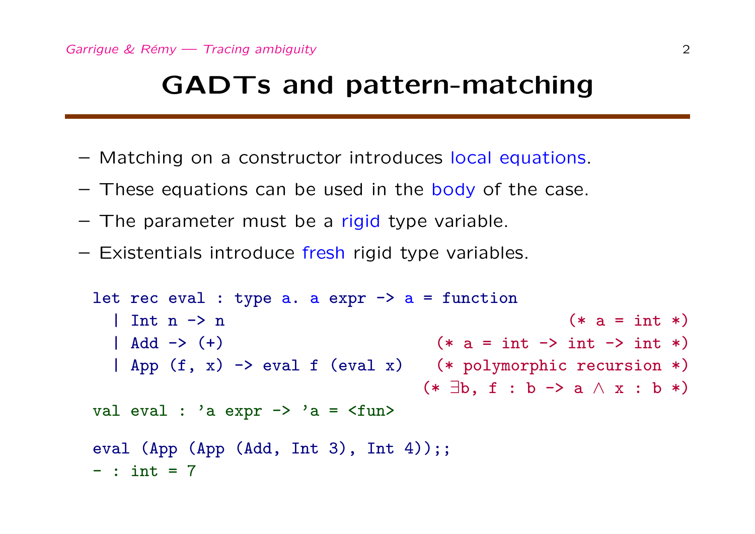# GADTs and pattern-matching

- Matching on a constructor introduces local equations.
- These equations can be used in the body of the case.
- The parameter must be a rigid type variable.
- Existentials introduce fresh rigid type variables.

```
let rec eval : type a. a expr -> a = function
  | Int n -> n                                        (* a = int *)
  | Add -> (+)                          (* a = int -> int -> int *)
  | App (f, x) -> eval f (eval x)       (* polymorphic recursion *)
                                       (* ∃b, f : b -> a ∧ x : b *)
val eval : 'a expr -> 'a = <fun>

eval (App (App (Add, Int 3), Int 4));;
- : int = 7
```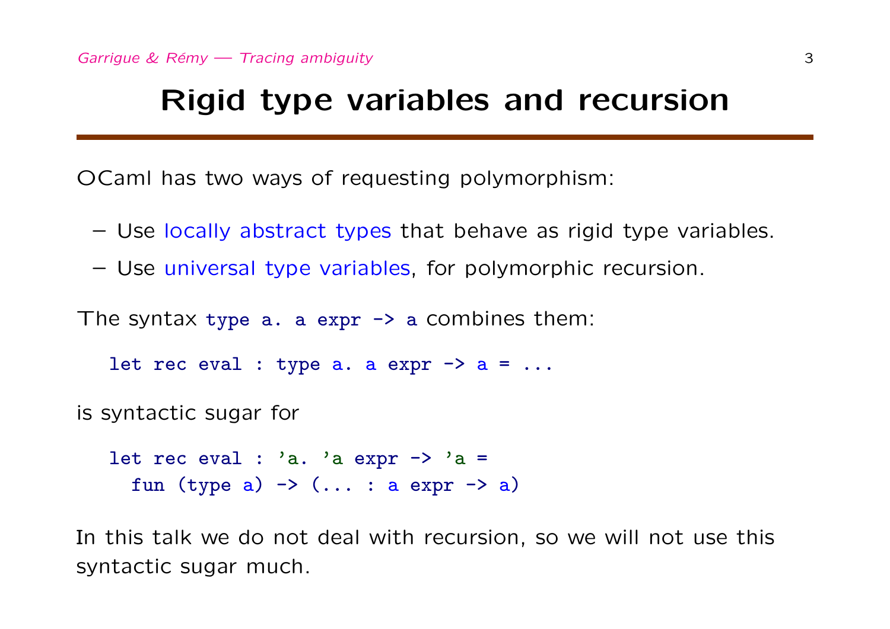# Rigid type variables and recursion

OCaml has two ways of requesting polymorphism:

- Use locally abstract types that behave as rigid type variables.
- Use universal type variables, for polymorphic recursion.

The syntax `type a. a expr -> a` combines them:

```
let rec eval : type a. a expr -> a = ...
```

is syntactic sugar for

```
let rec eval : 'a. 'a expr -> 'a =
  fun (type a) -> (... : a expr -> a)
```

In this talk we do not deal with recursion, so we will not use this syntactic sugar much.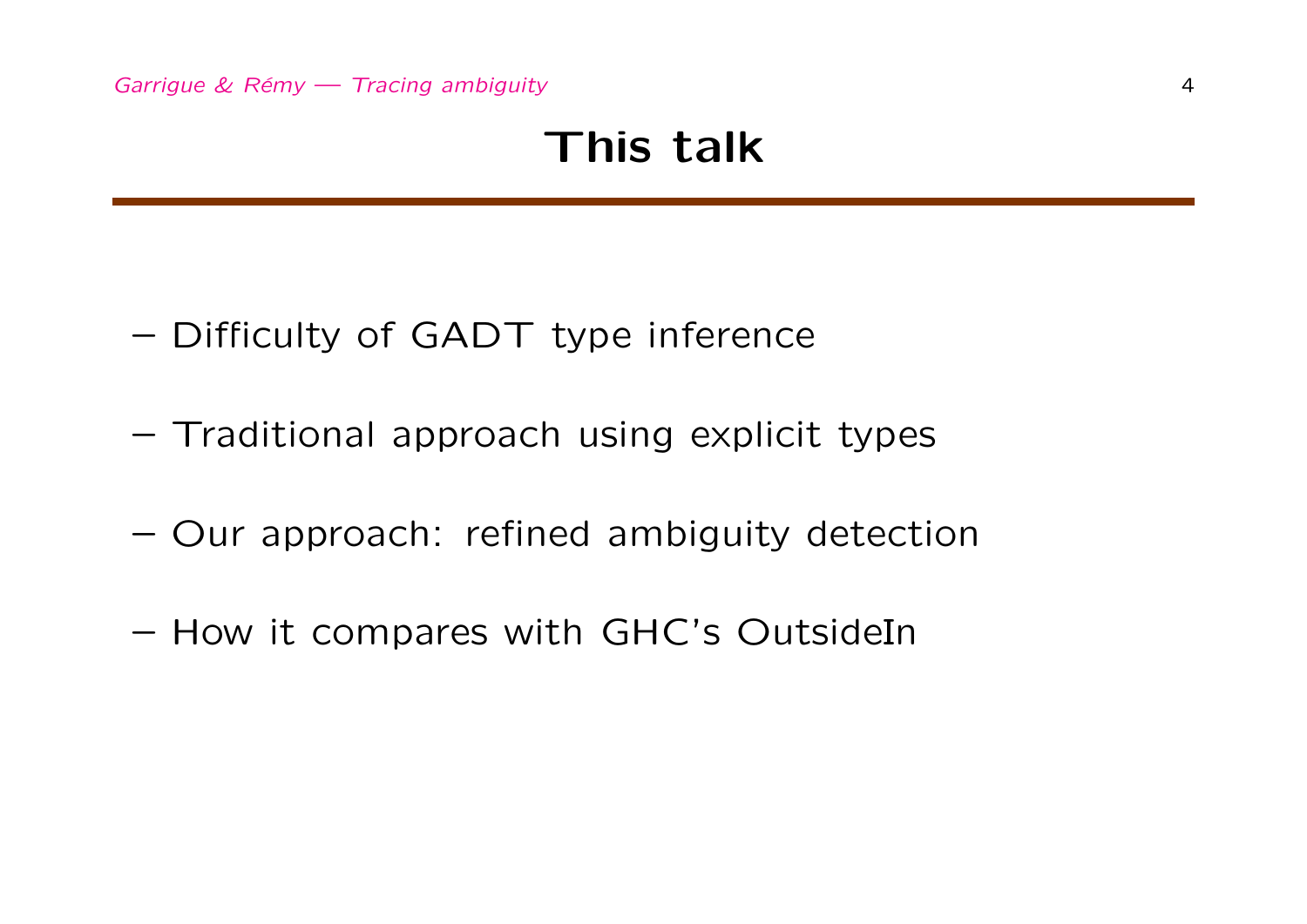# This talk

- Difficulty of GADT type inference
- Traditional approach using explicit types
- Our approach: refined ambiguity detection
- How it compares with GHC's OutsideIn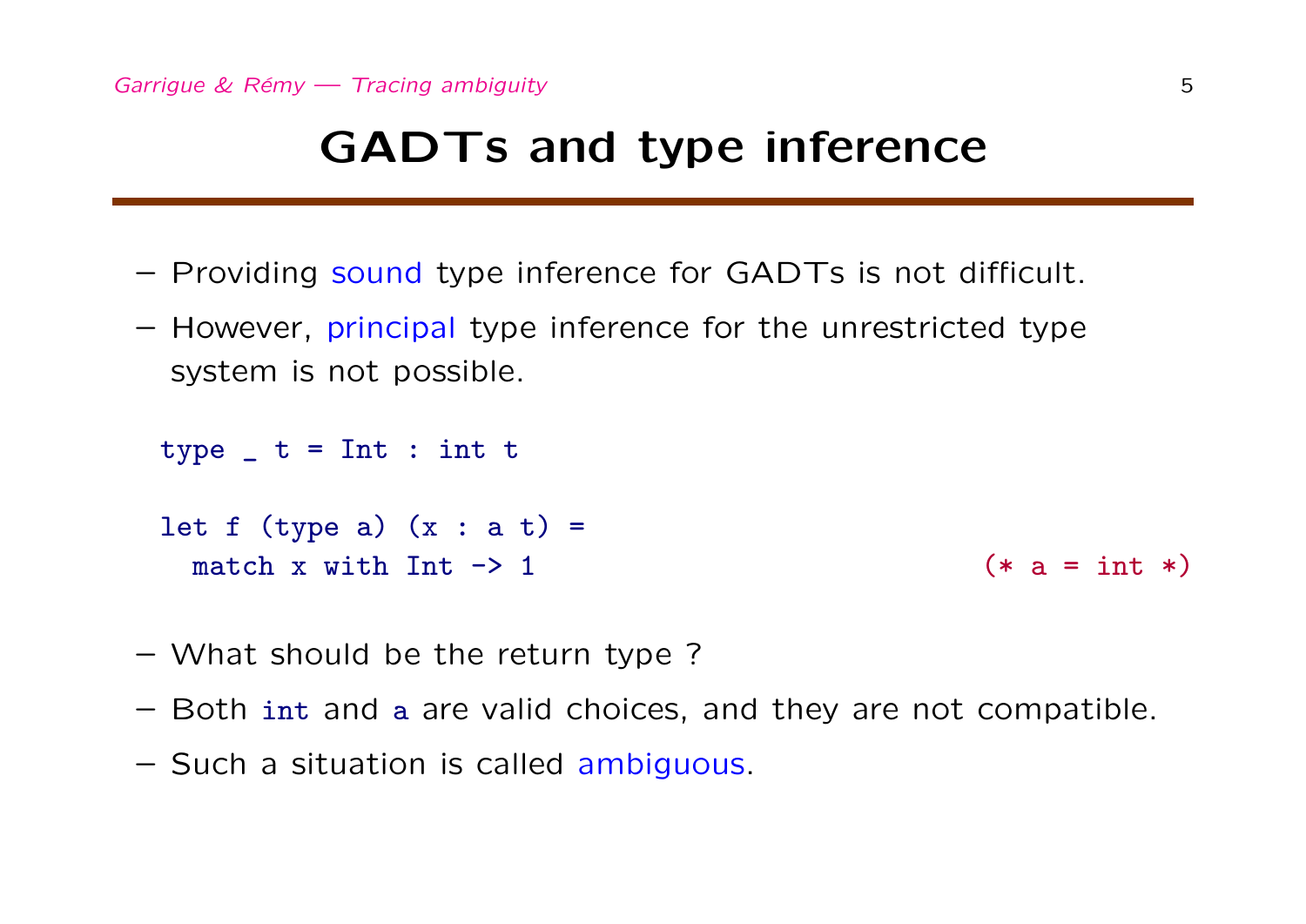# GADTs and type inference

- Providing sound type inference for GADTs is not difficult.
- However, principal type inference for the unrestricted type system is not possible.

```
type _ t = Int : int t

let f (type a) (x : a t) =
  match x with Int -> 1                                  (* a = int *)
```

- What should be the return type ?
- Both `int` and `a` are valid choices, and they are not compatible.
- Such a situation is called ambiguous.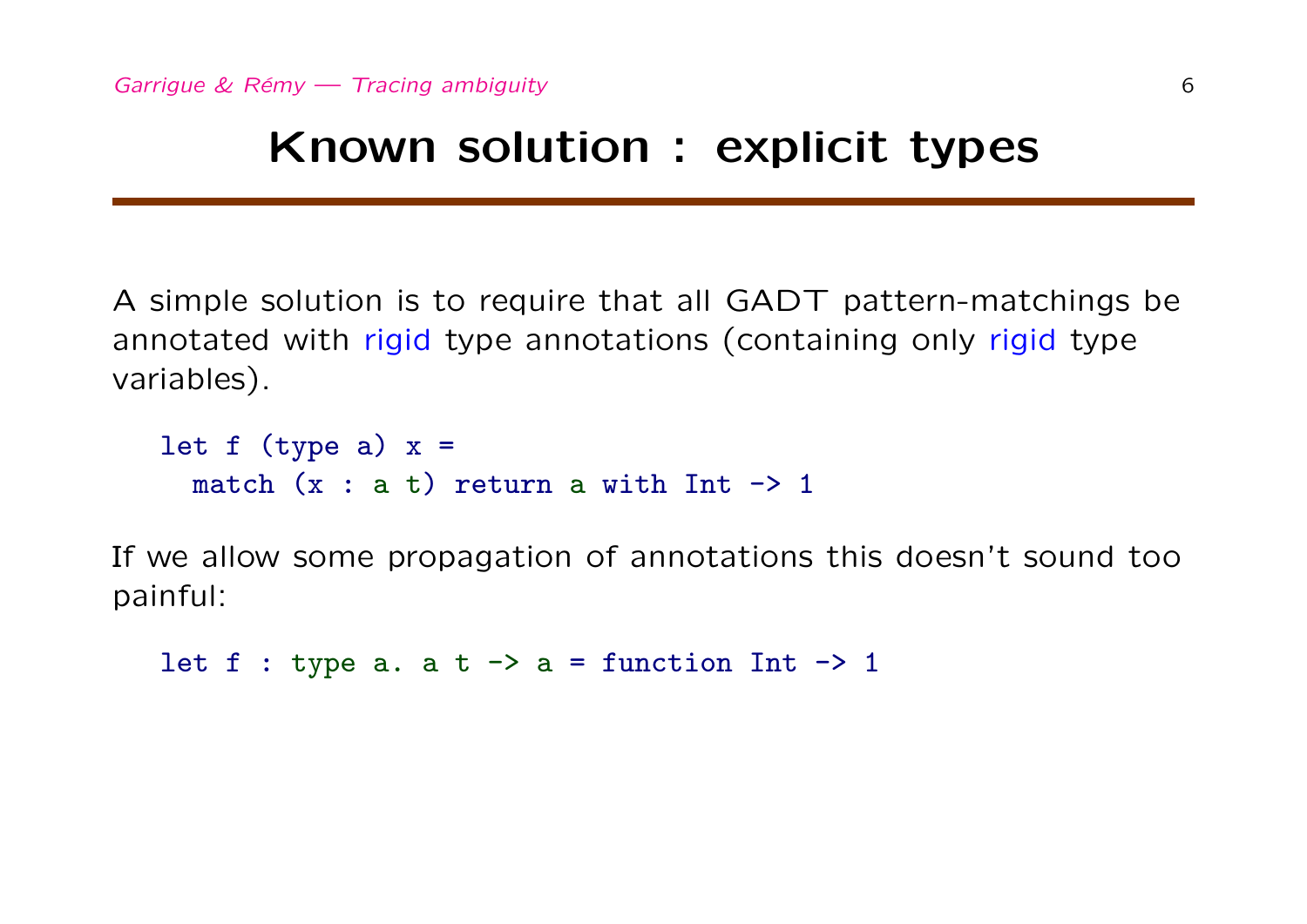# Known solution : explicit types

A simple solution is to require that all GADT pattern-matchings be annotated with rigid type annotations (containing only rigid type variables).

```
let f (type a) x =
  match (x : a t) return a with Int -> 1
```

If we allow some propagation of annotations this doesn't sound too painful:

```
let f : type a. a t -> a = function Int -> 1
```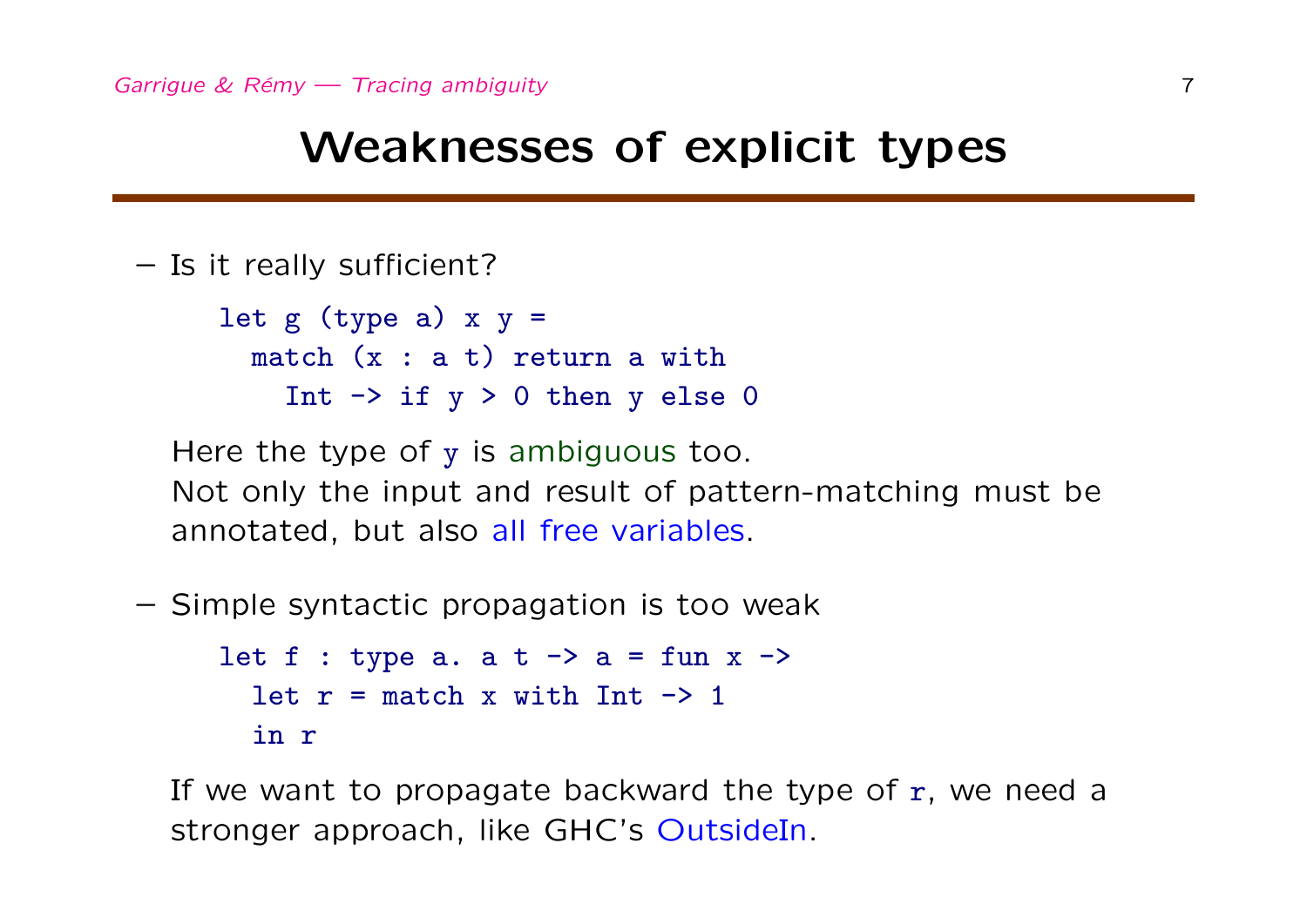# Weaknesses of explicit types

- Is it really sufficient?

```
let g (type a) x y =
  match (x : a t) return a with
    Int -> if y > 0 then y else 0
```

Here the type of `y` is ambiguous too.
Not only the input and result of pattern-matching must be annotated, but also all free variables.

- Simple syntactic propagation is too weak

```
let f : type a. a t -> a = fun x ->
  let r = match x with Int -> 1
  in r
```

If we want to propagate backward the type of `r`, we need a stronger approach, like GHC's OutsideIn.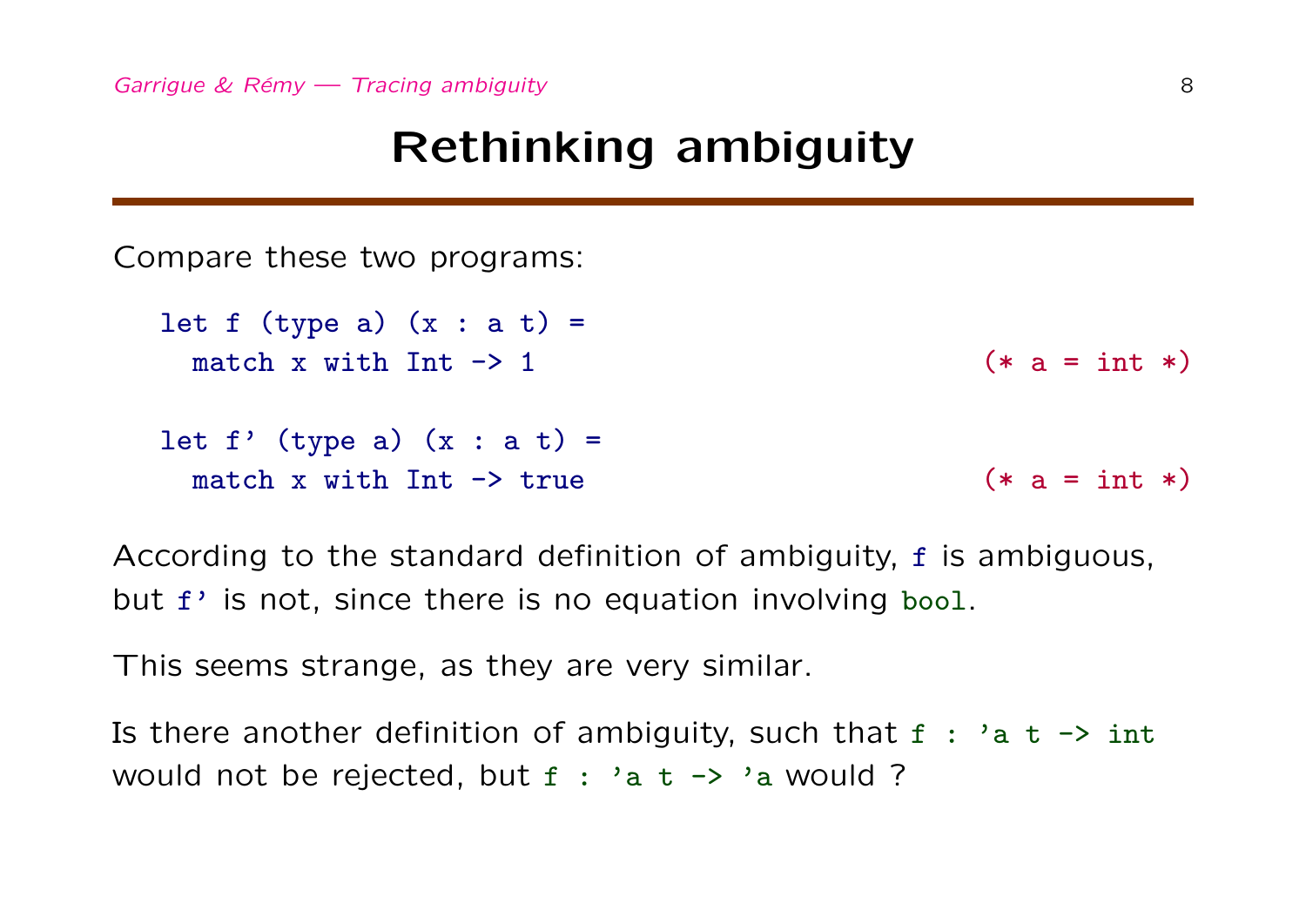# Rethinking ambiguity

Compare these two programs:

```
let f (type a) (x : a t) =
  match x with Int -> 1                          (* a = int *)

let f' (type a) (x : a t) =
  match x with Int -> true                       (* a = int *)
```

According to the standard definition of ambiguity, `f` is ambiguous, but `f'` is not, since there is no equation involving `bool`.

This seems strange, as they are very similar.

Is there another definition of ambiguity, such that `f : 'a t -> int` would not be rejected, but `f : 'a t -> 'a` would ?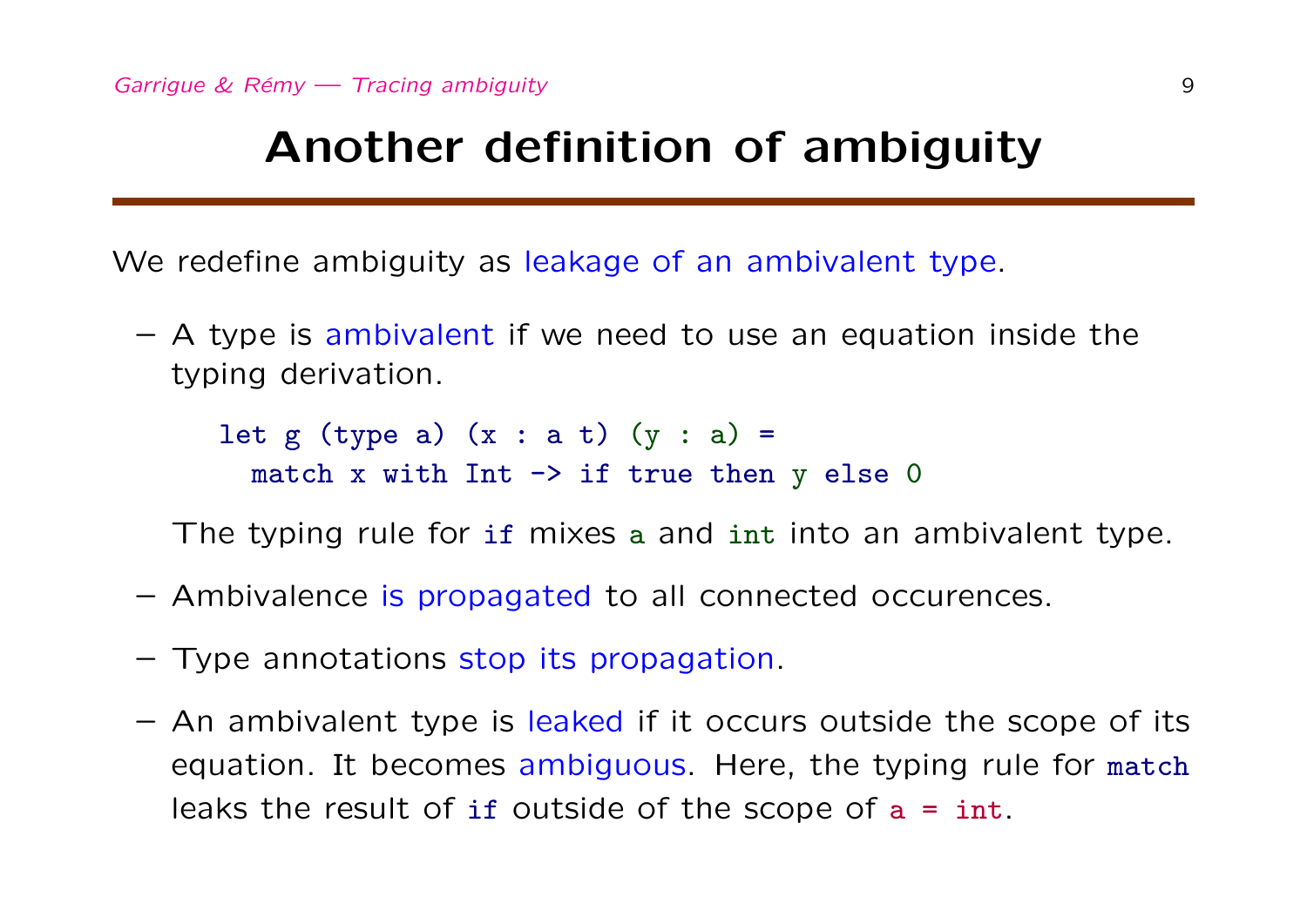# Another definition of ambiguity

We redefine ambiguity as leakage of an ambivalent type.

- A type is ambivalent if we need to use an equation inside the typing derivation.

  ```
  let g (type a) (x : a t) (y : a) =
    match x with Int -> if true then y else 0
  ```

  The typing rule for `if` mixes `a` and `int` into an ambivalent type.

- Ambivalence is propagated to all connected occurences.

- Type annotations stop its propagation.

- An ambivalent type is leaked if it occurs outside the scope of its equation. It becomes ambiguous. Here, the typing rule for `match` leaks the result of `if` outside of the scope of `a = int`.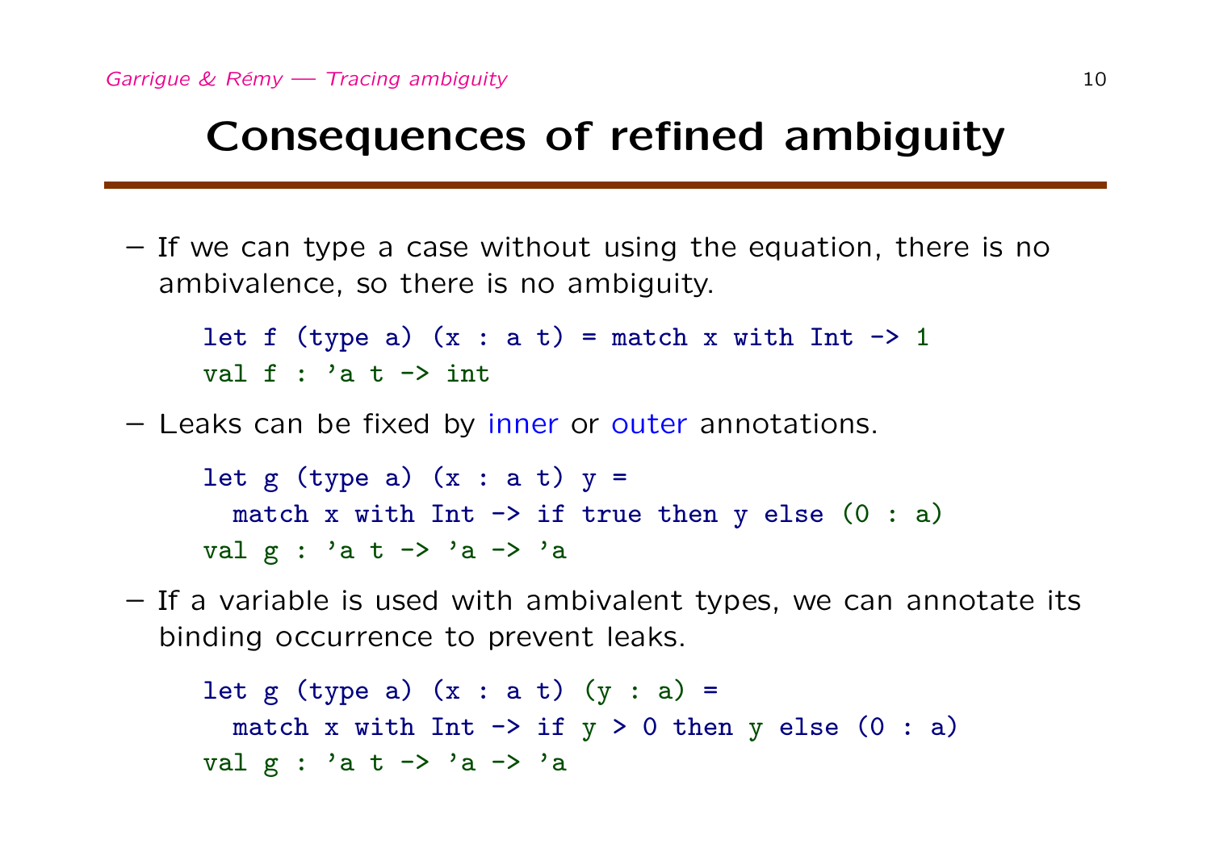# Consequences of refined ambiguity

- If we can type a case without using the equation, there is no ambivalence, so there is no ambiguity.

```
let f (type a) (x : a t) = match x with Int -> 1
val f : 'a t -> int
```

- Leaks can be fixed by inner or outer annotations.

```
let g (type a) (x : a t) y =
  match x with Int -> if true then y else (0 : a)
val g : 'a t -> 'a -> 'a
```

- If a variable is used with ambivalent types, we can annotate its binding occurrence to prevent leaks.

```
let g (type a) (x : a t) (y : a) =
  match x with Int -> if y > 0 then y else (0 : a)
val g : 'a t -> 'a -> 'a
```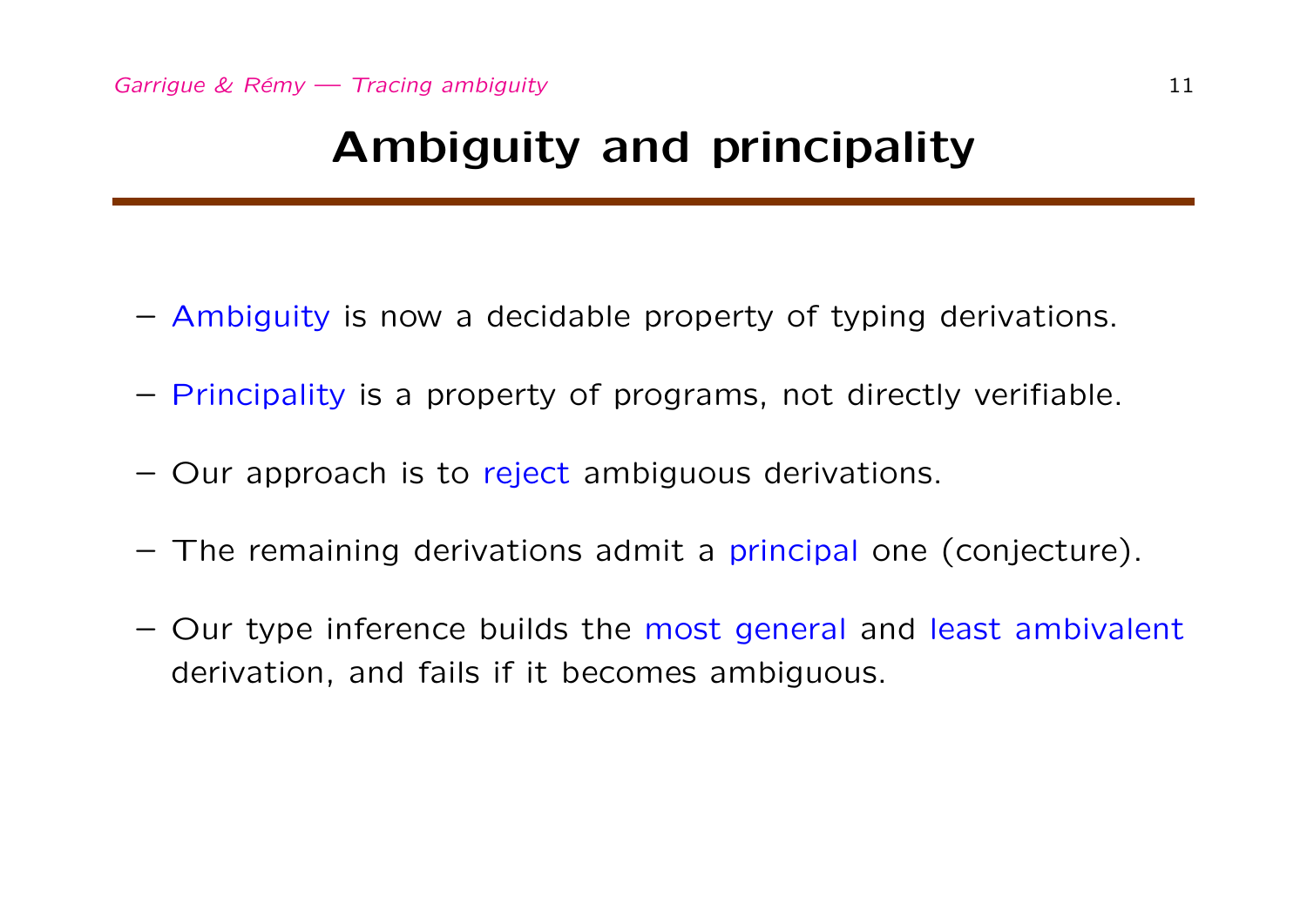# Ambiguity and principality

- Ambiguity is now a decidable property of typing derivations.
- Principality is a property of programs, not directly verifiable.
- Our approach is to reject ambiguous derivations.
- The remaining derivations admit a principal one (conjecture).
- Our type inference builds the most general and least ambivalent derivation, and fails if it becomes ambiguous.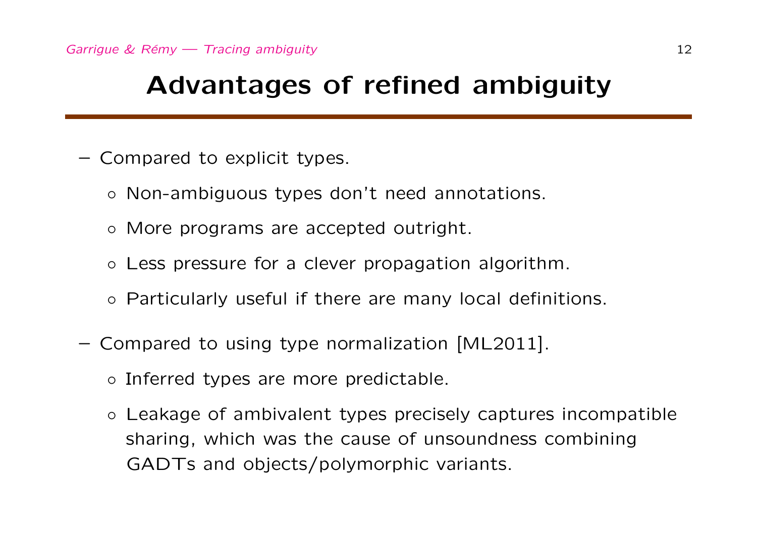# Advantages of refined ambiguity

- Compared to explicit types.
  - Non-ambiguous types don't need annotations.
  - More programs are accepted outright.
  - Less pressure for a clever propagation algorithm.
  - Particularly useful if there are many local definitions.
- Compared to using type normalization [ML2011].
  - Inferred types are more predictable.
  - Leakage of ambivalent types precisely captures incompatible sharing, which was the cause of unsoundness combining GADTs and objects/polymorphic variants.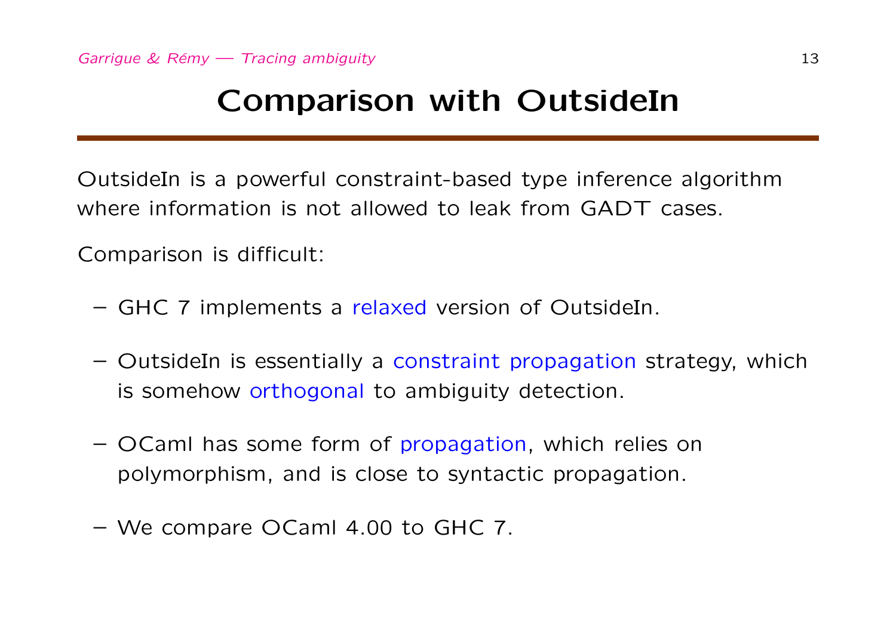# Comparison with OutsideIn

OutsideIn is a powerful constraint-based type inference algorithm where information is not allowed to leak from GADT cases.

Comparison is difficult:

- GHC 7 implements a relaxed version of OutsideIn.
- OutsideIn is essentially a constraint propagation strategy, which is somehow orthogonal to ambiguity detection.
- OCaml has some form of propagation, which relies on polymorphism, and is close to syntactic propagation.
- We compare OCaml 4.00 to GHC 7.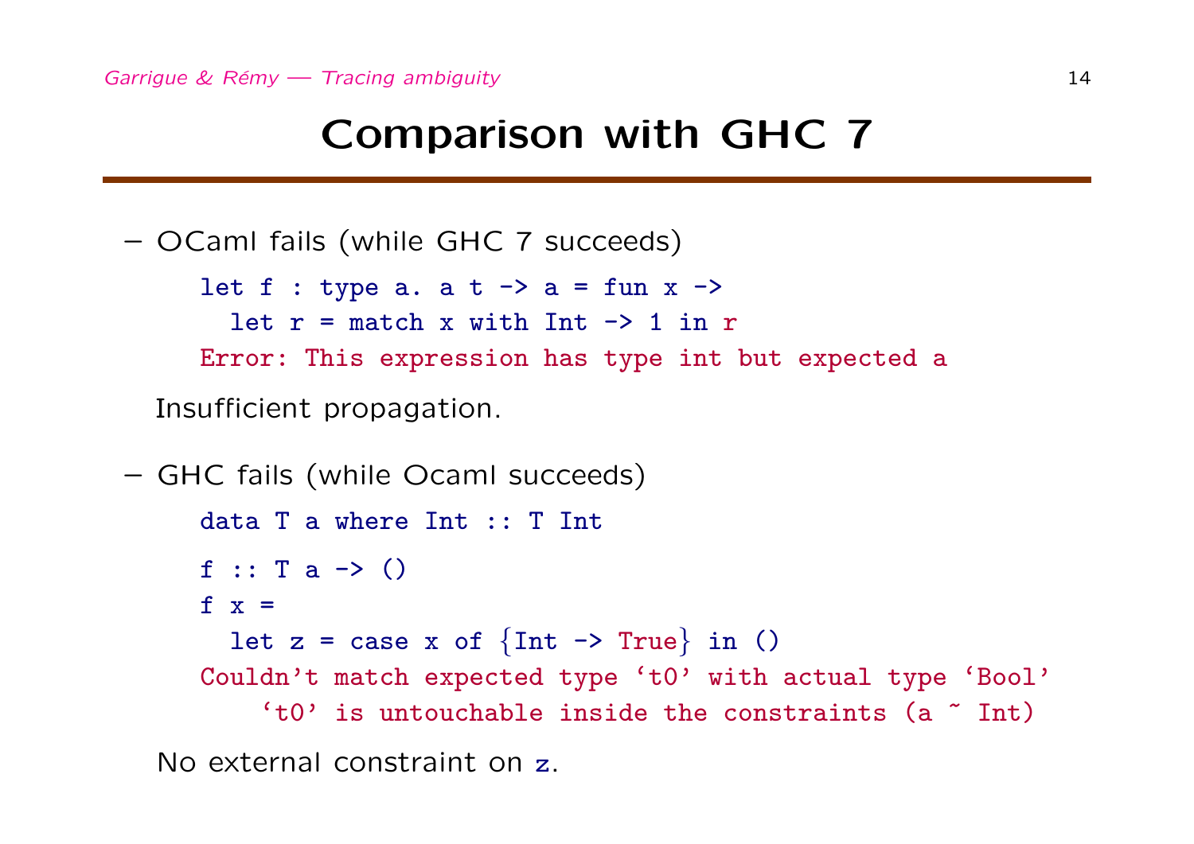# Comparison with GHC 7

- OCaml fails (while GHC 7 succeeds)

```
let f : type a. a t -> a = fun x ->
  let r = match x with Int -> 1 in r
Error: This expression has type int but expected a
```

  Insufficient propagation.

- GHC fails (while Ocaml succeeds)

```
data T a where Int :: T Int

f :: T a -> ()
f x =
  let z = case x of {Int -> True} in ()
Couldn't match expected type ‘t0’ with actual type ‘Bool’
    ‘t0’ is untouchable inside the constraints (a ~ Int)
```

  No external constraint on `z`.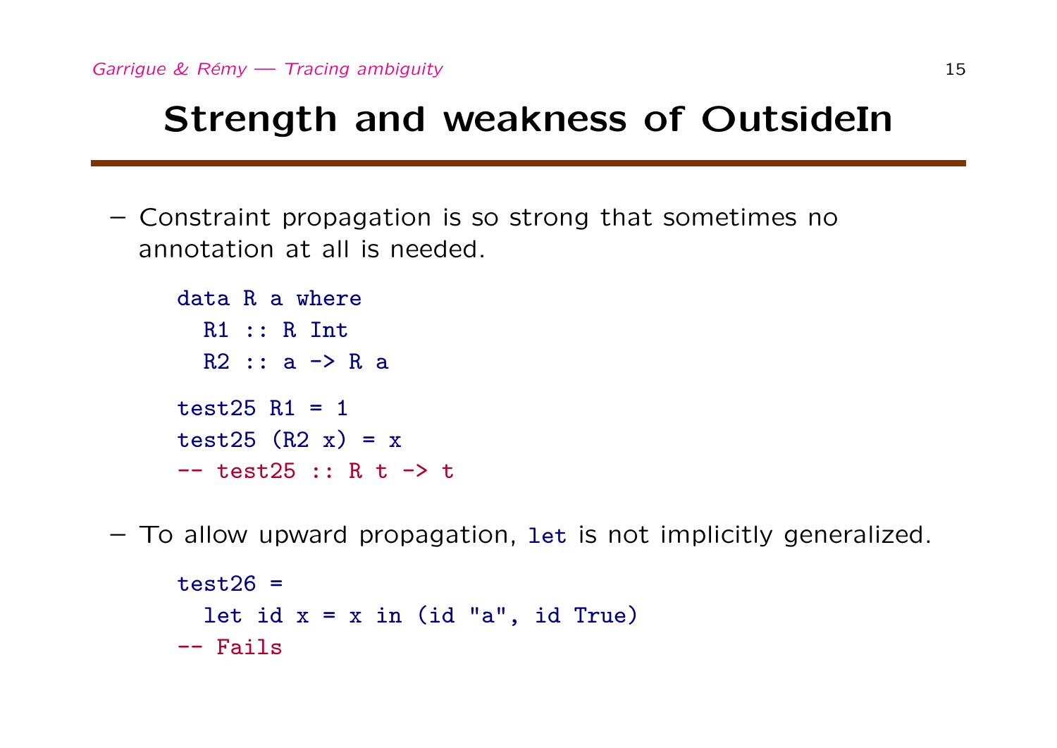# Strength and weakness of OutsideIn

- Constraint propagation is so strong that sometimes no annotation at all is needed.

```
data R a where
  R1 :: R Int
  R2 :: a -> R a

test25 R1 = 1
test25 (R2 x) = x
-- test25 :: R t -> t
```

- To allow upward propagation, `let` is not implicitly generalized.

```
test26 =
  let id x = x in (id "a", id True)
-- Fails
```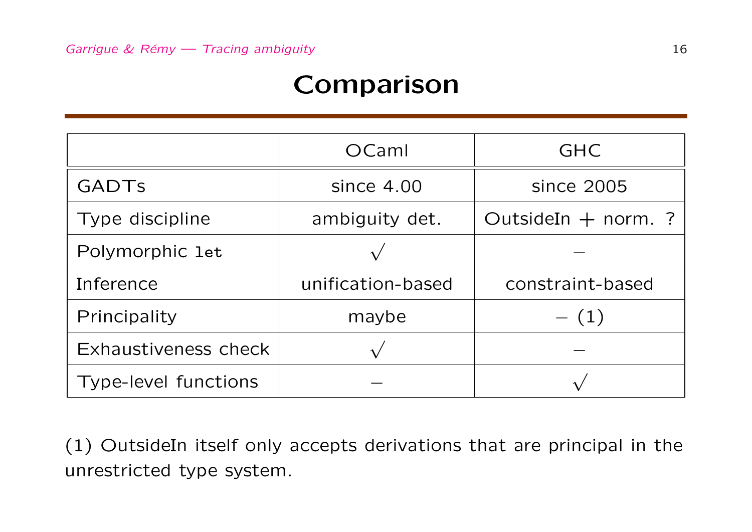# Comparison

| | OCaml | GHC |
|---|---|---|
| GADTs | since 4.00 | since 2005 |
| Type discipline | ambiguity det. | OutsideIn + norm. ? |
| Polymorphic `let` | $\surd$ | $-$ |
| Inference | unification-based | constraint-based |
| Principality | maybe | $-$ (1) |
| Exhaustiveness check | $\surd$ | $-$ |
| Type-level functions | $-$ | $\surd$ |

(1) OutsideIn itself only accepts derivations that are principal in the unrestricted type system.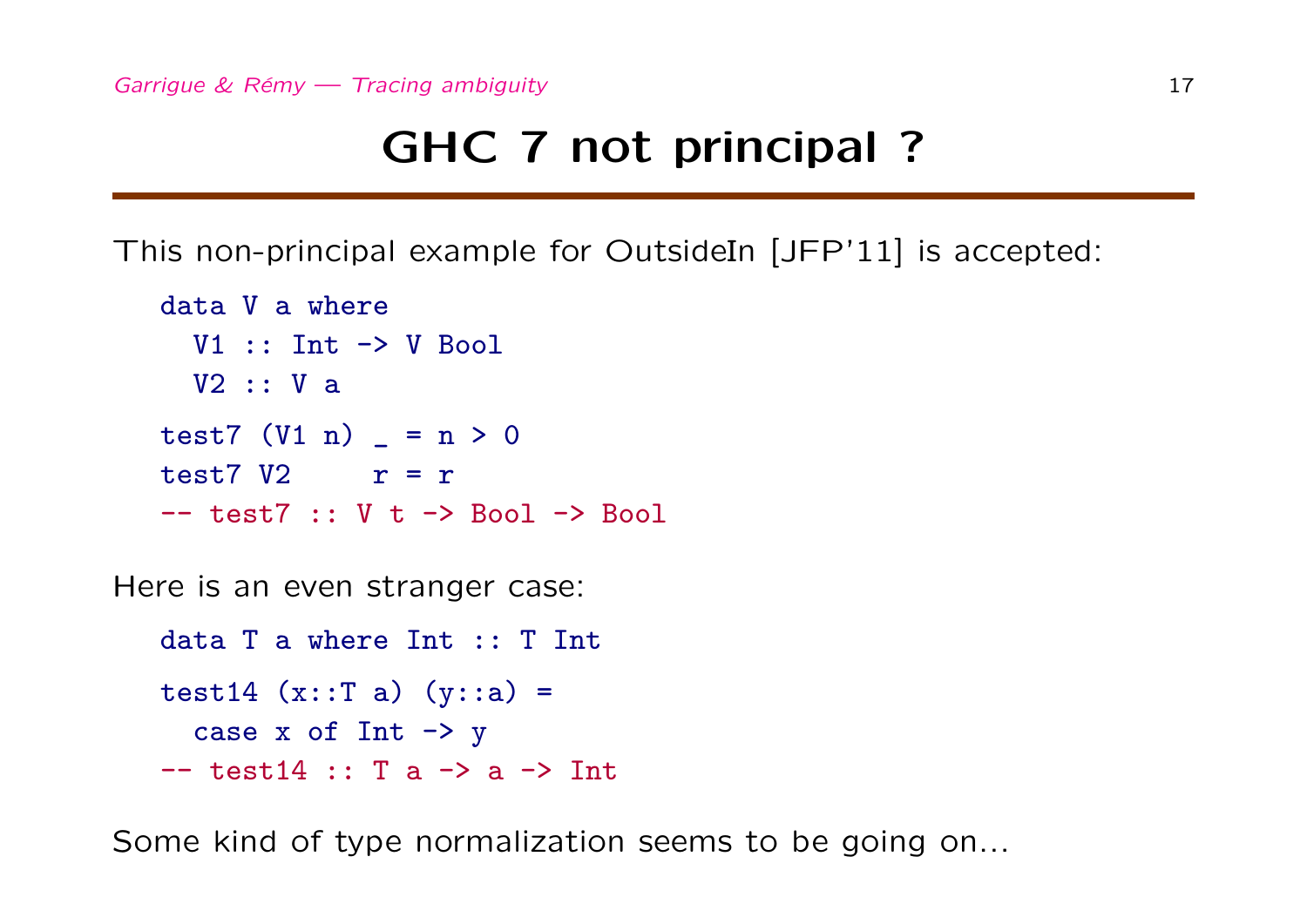# GHC 7 not principal ?

This non-principal example for OutsideIn [JFP'11] is accepted:

```
data V a where
  V1 :: Int -> V Bool
  V2 :: V a
test7 (V1 n) _ = n > 0
test7 V2     r = r
-- test7 :: V t -> Bool -> Bool
```

Here is an even stranger case:

```
data T a where Int :: T Int
test14 (x::T a) (y::a) =
  case x of Int -> y
-- test14 :: T a -> a -> Int
```

Some kind of type normalization seems to be going on...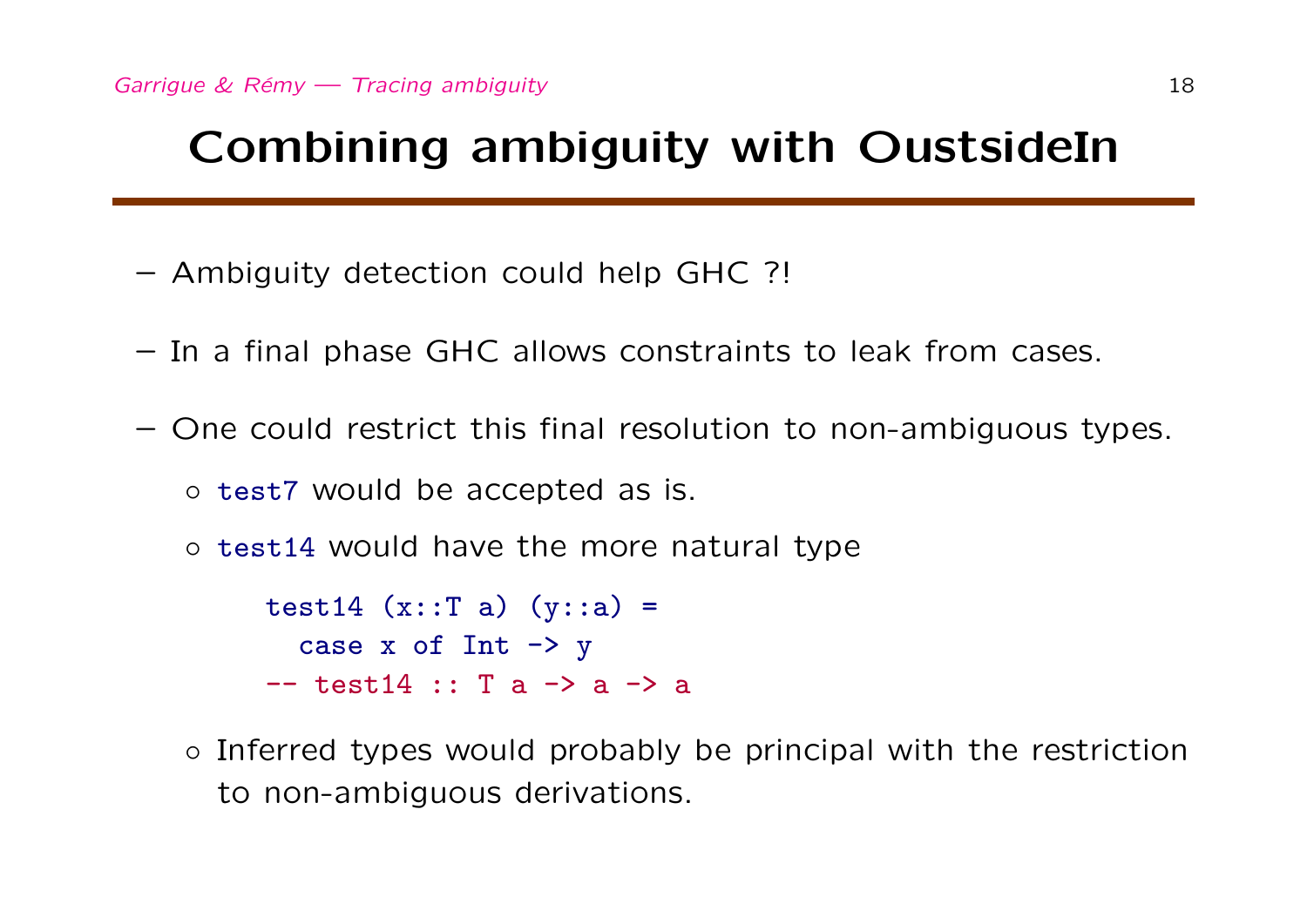# Combining ambiguity with OustsideIn

- Ambiguity detection could help GHC ?!
- In a final phase GHC allows constraints to leak from cases.
- One could restrict this final resolution to non-ambiguous types.
  - `test7` would be accepted as is.
  - `test14` would have the more natural type

    ```
    test14 (x::T a) (y::a) =
      case x of Int -> y
    -- test14 :: T a -> a -> a
    ```

  - Inferred types would probably be principal with the restriction to non-ambiguous derivations.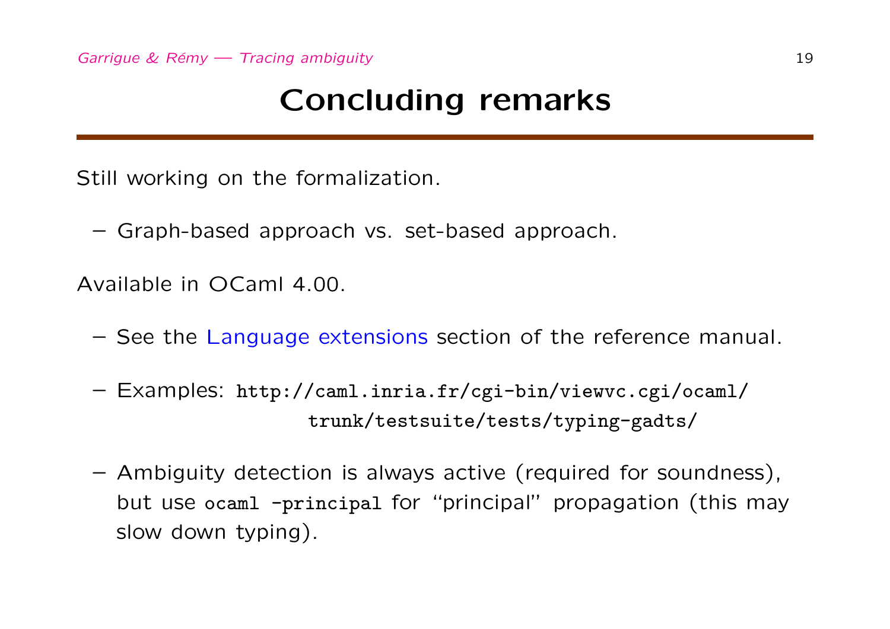# Concluding remarks

Still working on the formalization.

- Graph-based approach vs. set-based approach.

Available in OCaml 4.00.

- See the Language extensions section of the reference manual.
- Examples: `http://caml.inria.fr/cgi-bin/viewvc.cgi/ocaml/trunk/testsuite/tests/typing-gadts/`
- Ambiguity detection is always active (required for soundness), but use `ocaml -principal` for "principal" propagation (this may slow down typing).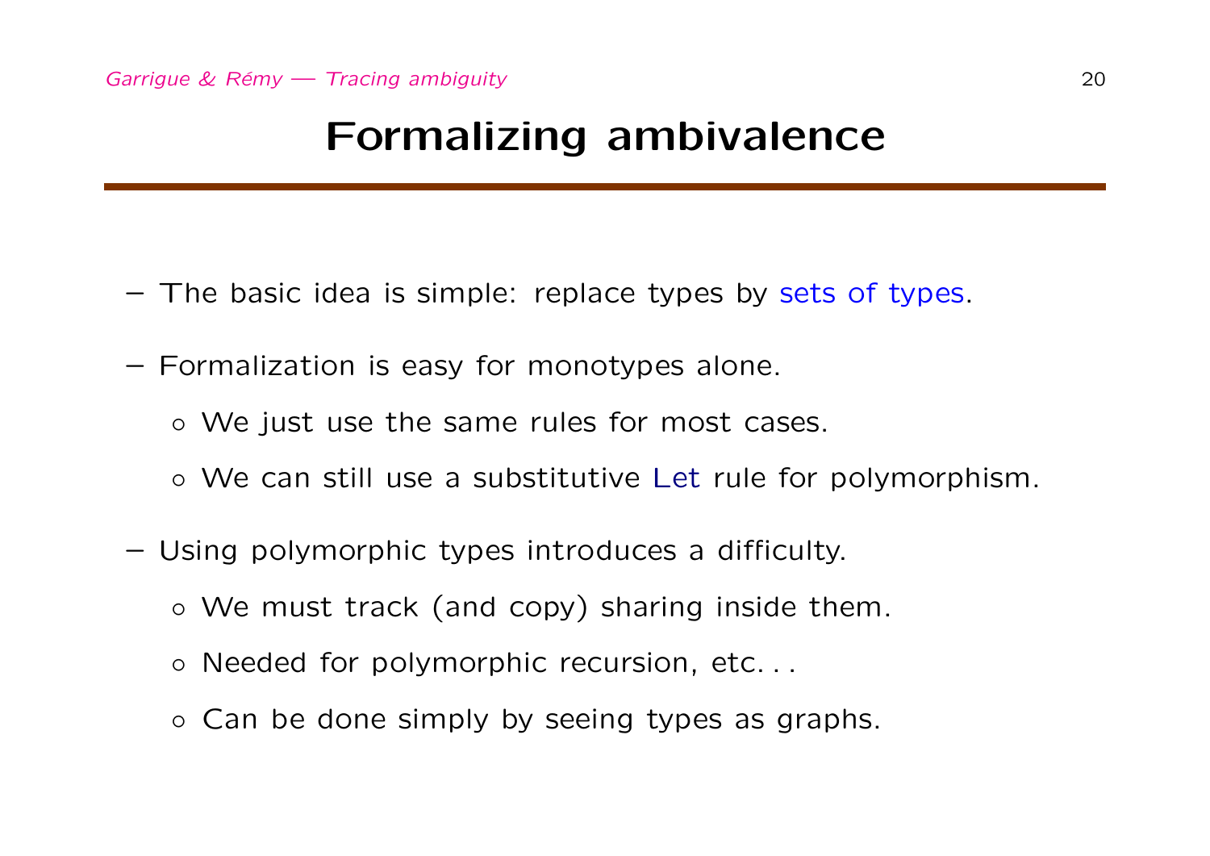# Formalizing ambivalence

- The basic idea is simple: replace types by sets of types.
- Formalization is easy for monotypes alone.
  - We just use the same rules for most cases.
  - We can still use a substitutive Let rule for polymorphism.
- Using polymorphic types introduces a difficulty.
  - We must track (and copy) sharing inside them.
  - Needed for polymorphic recursion, etc. . .
  - Can be done simply by seeing types as graphs.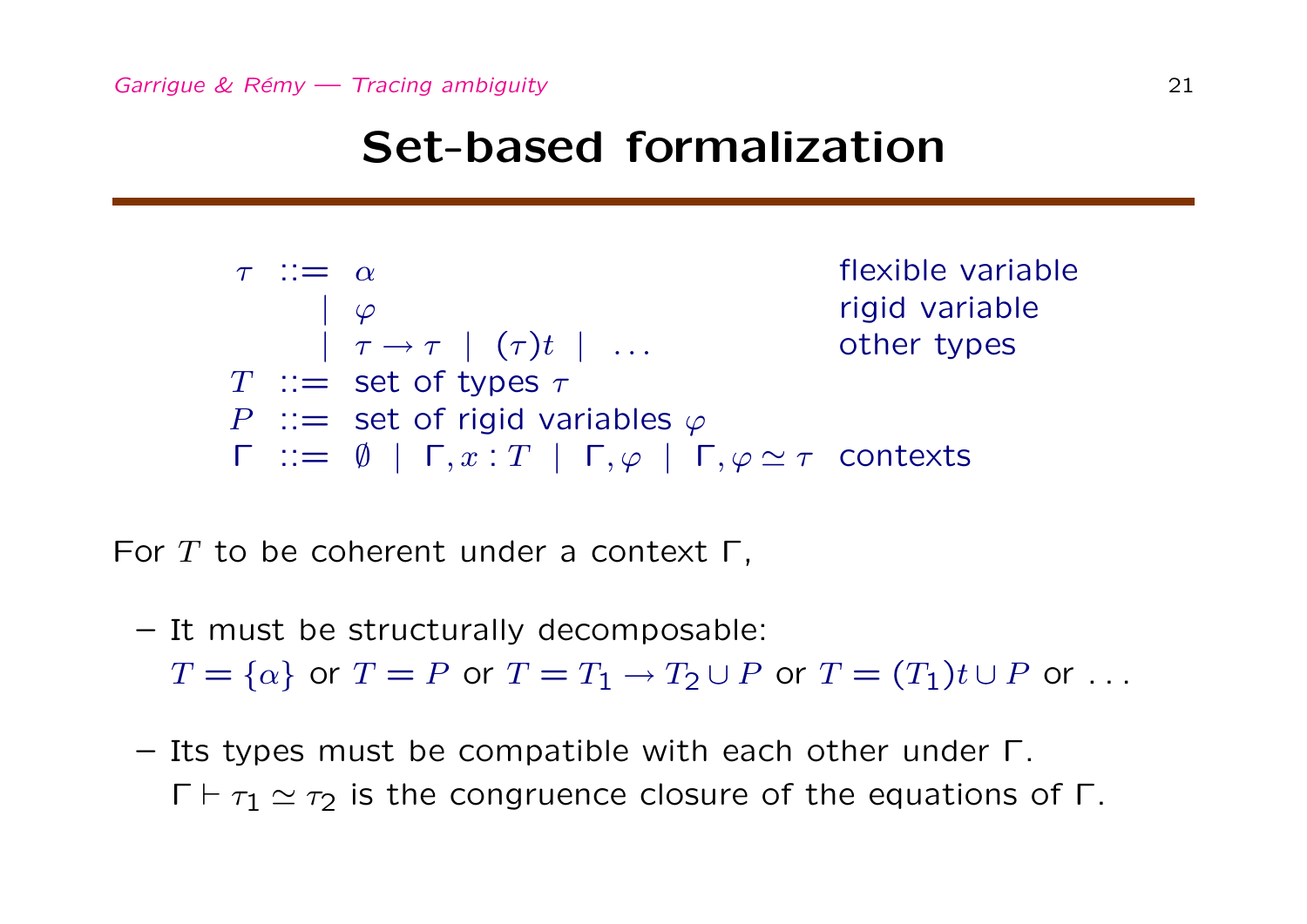# Set-based formalization

$$
\begin{array}{llll}
\tau & ::= & \alpha & \text{flexible variable} \\
 & | & \varphi & \text{rigid variable} \\
 & | & \tau \to \tau \ \mid \ (\tau)t \ \mid \ \ldots & \text{other types} \\
T & ::= & \text{set of types } \tau & \\
P & ::= & \text{set of rigid variables } \varphi & \\
\Gamma & ::= & \emptyset \ \mid \ \Gamma, x : T \ \mid \ \Gamma, \varphi \ \mid \ \Gamma, \varphi \simeq \tau & \text{contexts}
\end{array}
$$

For $T$ to be coherent under a context $\Gamma$,

- It must be structurally decomposable:
  $T = \{\alpha\}$ or $T = P$ or $T = T_1 \to T_2 \cup P$ or $T = (T_1)t \cup P$ or ...

- Its types must be compatible with each other under $\Gamma$.
  $\Gamma \vdash \tau_1 \simeq \tau_2$ is the congruence closure of the equations of $\Gamma$.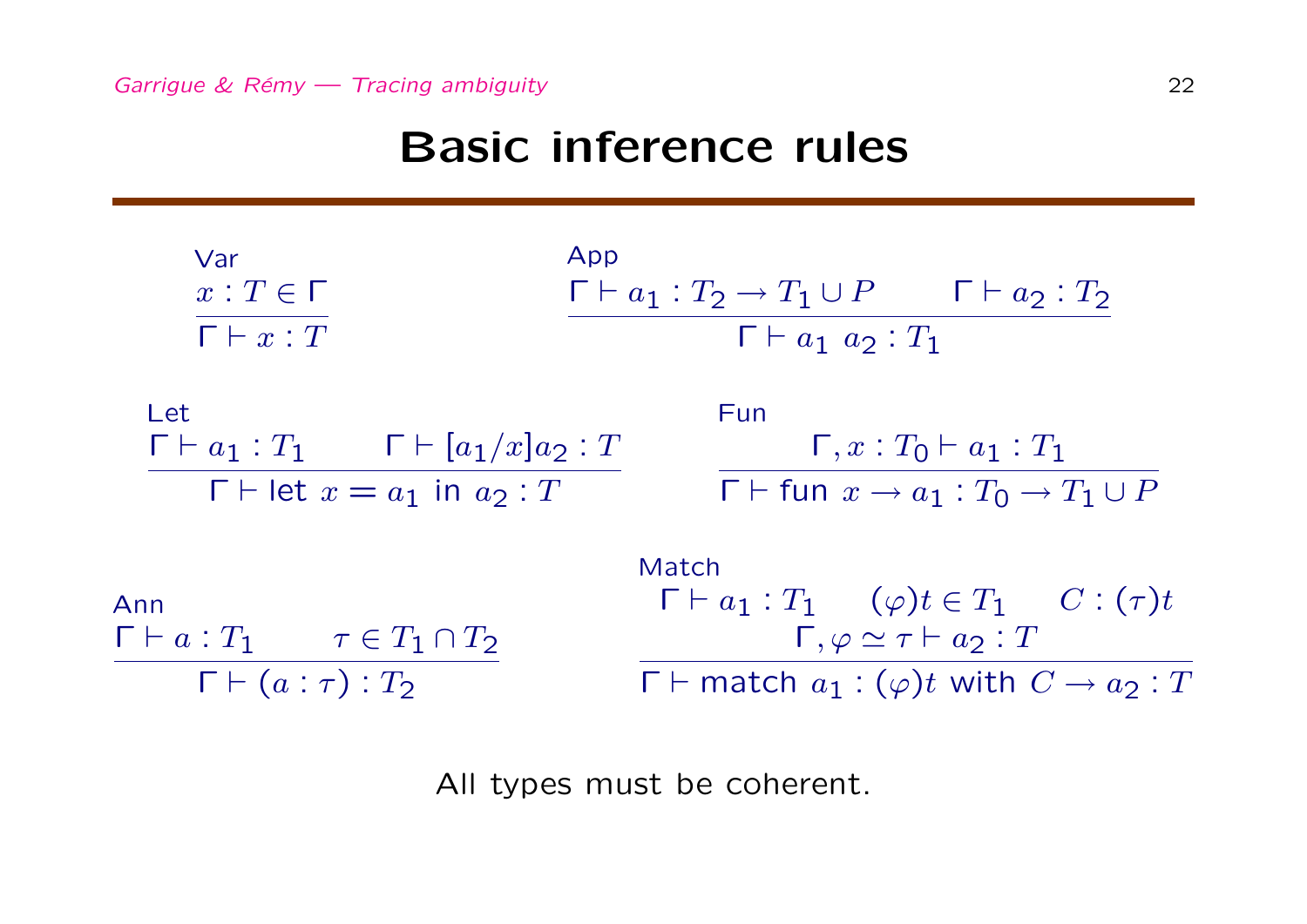# Basic inference rules

Var

$$\frac{x : T \in \Gamma}{\Gamma \vdash x : T}$$

App

$$\frac{\Gamma \vdash a_1 : T_2 \to T_1 \cup P \qquad \Gamma \vdash a_2 : T_2}{\Gamma \vdash a_1\ a_2 : T_1}$$

Let

$$\frac{\Gamma \vdash a_1 : T_1 \qquad \Gamma \vdash [a_1/x]a_2 : T}{\Gamma \vdash \text{let } x = a_1 \text{ in } a_2 : T}$$

Fun

$$\frac{\Gamma, x : T_0 \vdash a_1 : T_1}{\Gamma \vdash \text{fun } x \to a_1 : T_0 \to T_1 \cup P}$$

Ann

$$\frac{\Gamma \vdash a : T_1 \qquad \tau \in T_1 \cap T_2}{\Gamma \vdash (a : \tau) : T_2}$$

Match

$$\frac{\Gamma \vdash a_1 : T_1 \qquad (\varphi)t \in T_1 \qquad C : (\tau)t \qquad \Gamma, \varphi \simeq \tau \vdash a_2 : T}{\Gamma \vdash \text{match } a_1 : (\varphi)t \text{ with } C \to a_2 : T}$$

All types must be coherent.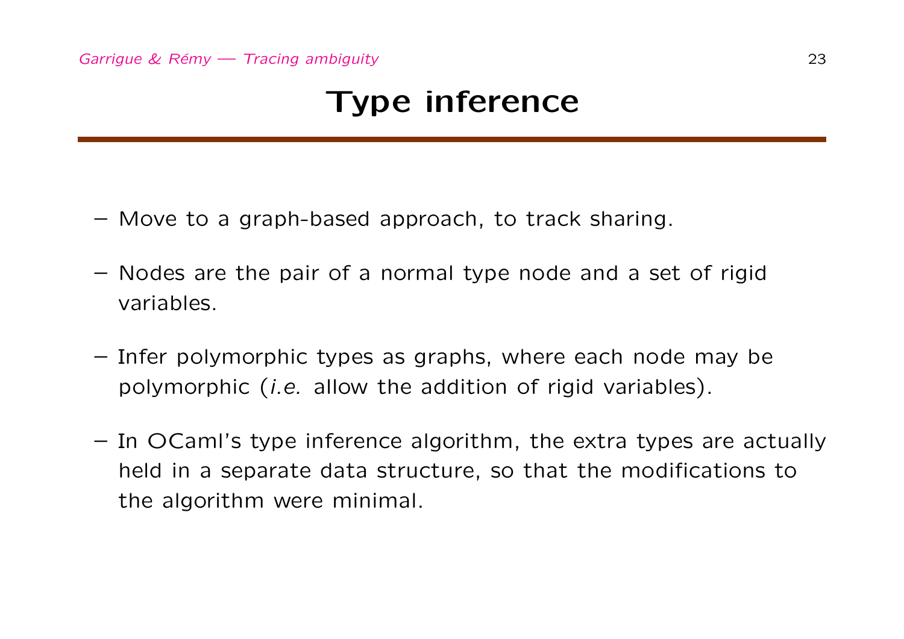# Type inference

- Move to a graph-based approach, to track sharing.
- Nodes are the pair of a normal type node and a set of rigid variables.
- Infer polymorphic types as graphs, where each node may be polymorphic (*i.e.* allow the addition of rigid variables).
- In OCaml's type inference algorithm, the extra types are actually held in a separate data structure, so that the modifications to the algorithm were minimal.